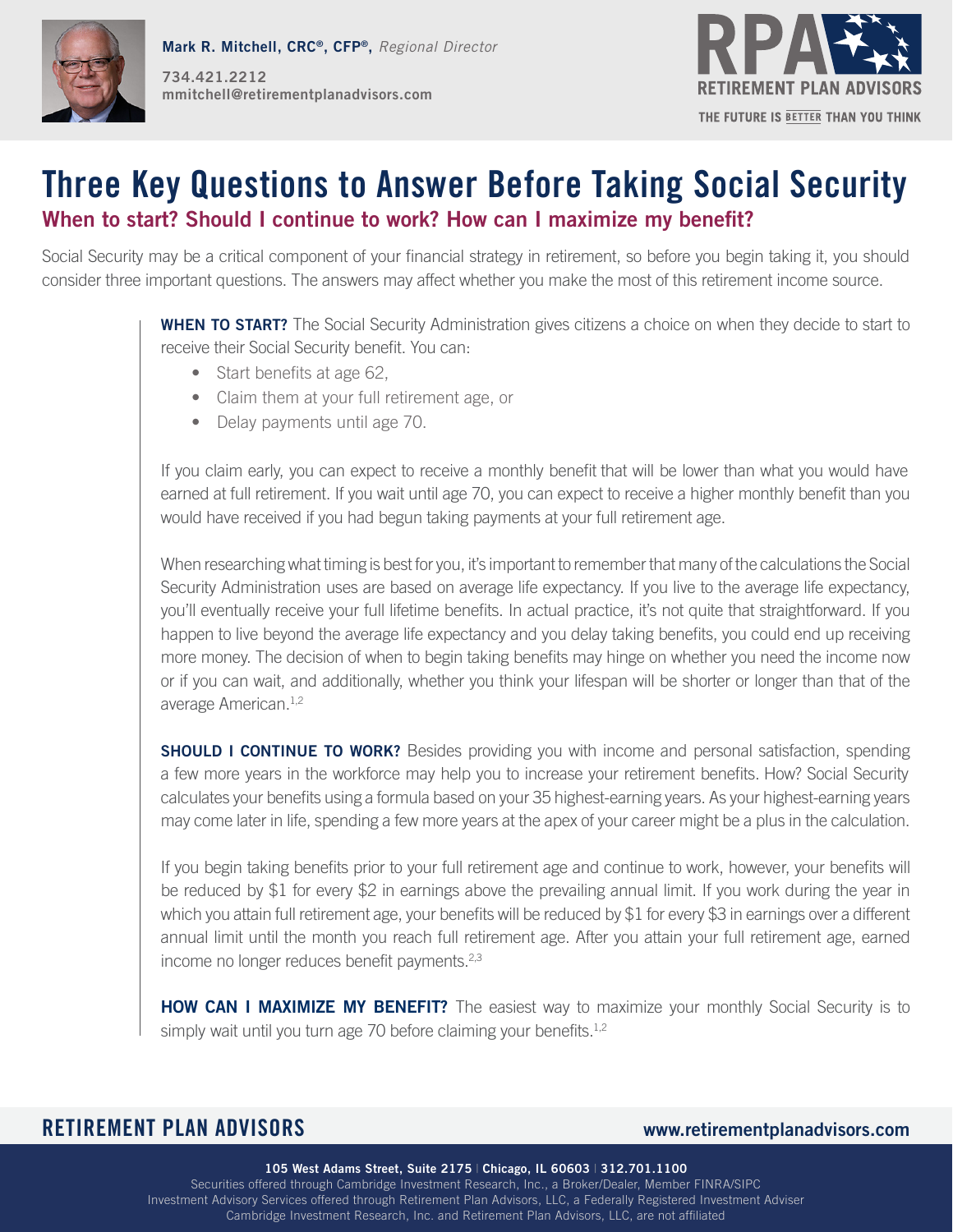Mark R. Mitchell, CRC®, CFP®, *Regional Director*

734.421.2212
mmitchell@retirementplanadvisors.com

RPA
RETIREMENT PLAN ADVISORS
THE FUTURE IS BETTER THAN YOU THINK

# Three Key Questions to Answer Before Taking Social Security

## When to start? Should I continue to work? How can I maximize my benefit?

Social Security may be a critical component of your financial strategy in retirement, so before you begin taking it, you should consider three important questions. The answers may affect whether you make the most of this retirement income source.

**WHEN TO START?** The Social Security Administration gives citizens a choice on when they decide to start to receive their Social Security benefit. You can:

- Start benefits at age 62,
- Claim them at your full retirement age, or
- Delay payments until age 70.

If you claim early, you can expect to receive a monthly benefit that will be lower than what you would have earned at full retirement. If you wait until age 70, you can expect to receive a higher monthly benefit than you would have received if you had begun taking payments at your full retirement age.

When researching what timing is best for you, it's important to remember that many of the calculations the Social Security Administration uses are based on average life expectancy. If you live to the average life expectancy, you'll eventually receive your full lifetime benefits. In actual practice, it's not quite that straightforward. If you happen to live beyond the average life expectancy and you delay taking benefits, you could end up receiving more money. The decision of when to begin taking benefits may hinge on whether you need the income now or if you can wait, and additionally, whether you think your lifespan will be shorter or longer than that of the average American.[1,2]

**SHOULD I CONTINUE TO WORK?** Besides providing you with income and personal satisfaction, spending a few more years in the workforce may help you to increase your retirement benefits. How? Social Security calculates your benefits using a formula based on your 35 highest-earning years. As your highest-earning years may come later in life, spending a few more years at the apex of your career might be a plus in the calculation.

If you begin taking benefits prior to your full retirement age and continue to work, however, your benefits will be reduced by $1 for every $2 in earnings above the prevailing annual limit. If you work during the year in which you attain full retirement age, your benefits will be reduced by $1 for every $3 in earnings over a different annual limit until the month you reach full retirement age. After you attain your full retirement age, earned income no longer reduces benefit payments.[2,3]

**HOW CAN I MAXIMIZE MY BENEFIT?** The easiest way to maximize your monthly Social Security is to simply wait until you turn age 70 before claiming your benefits.[1,2]

RETIREMENT PLAN ADVISORS
www.retirementplanadvisors.com

105 West Adams Street, Suite 2175 | Chicago, IL 60603 | 312.701.1100
Securities offered through Cambridge Investment Research, Inc., a Broker/Dealer, Member FINRA/SIPC
Investment Advisory Services offered through Retirement Plan Advisors, LLC, a Federally Registered Investment Adviser
Cambridge Investment Research, Inc. and Retirement Plan Advisors, LLC, are not affiliated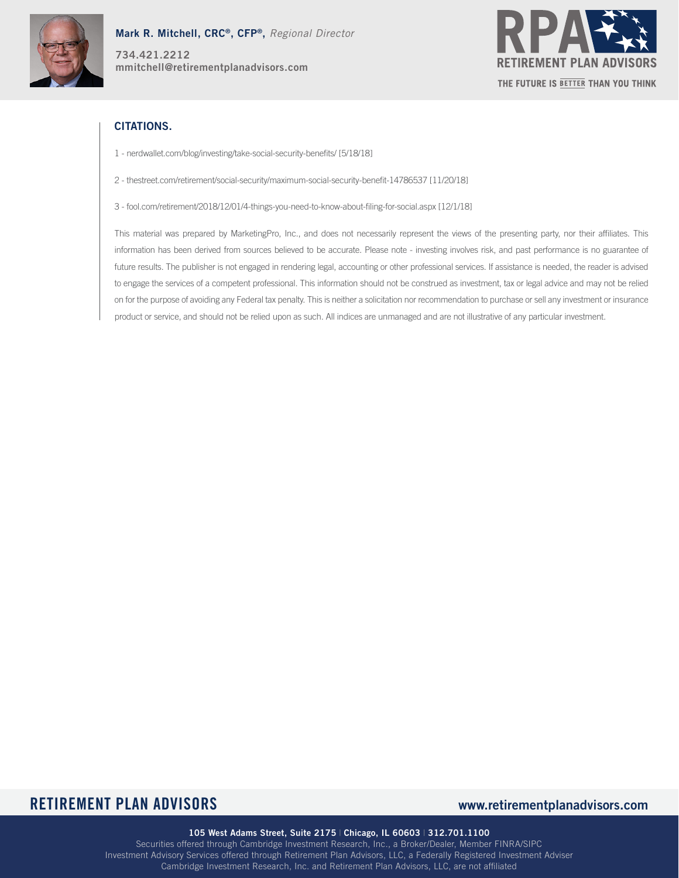## CITATIONS.

1 - nerdwallet.com/blog/investing/take-social-security-benefits/ [5/18/18]

2 - thestreet.com/retirement/social-security/maximum-social-security-benefit-14786537 [11/20/18]

3 - fool.com/retirement/2018/12/01/4-things-you-need-to-know-about-filing-for-social.aspx [12/1/18]

This material was prepared by MarketingPro, Inc., and does not necessarily represent the views of the presenting party, nor their affiliates. This information has been derived from sources believed to be accurate. Please note - investing involves risk, and past performance is no guarantee of future results. The publisher is not engaged in rendering legal, accounting or other professional services. If assistance is needed, the reader is advised to engage the services of a competent professional. This information should not be construed as investment, tax or legal advice and may not be relied on for the purpose of avoiding any Federal tax penalty. This is neither a solicitation nor recommendation to purchase or sell any investment or insurance product or service, and should not be relied upon as such. All indices are unmanaged and are not illustrative of any particular investment.